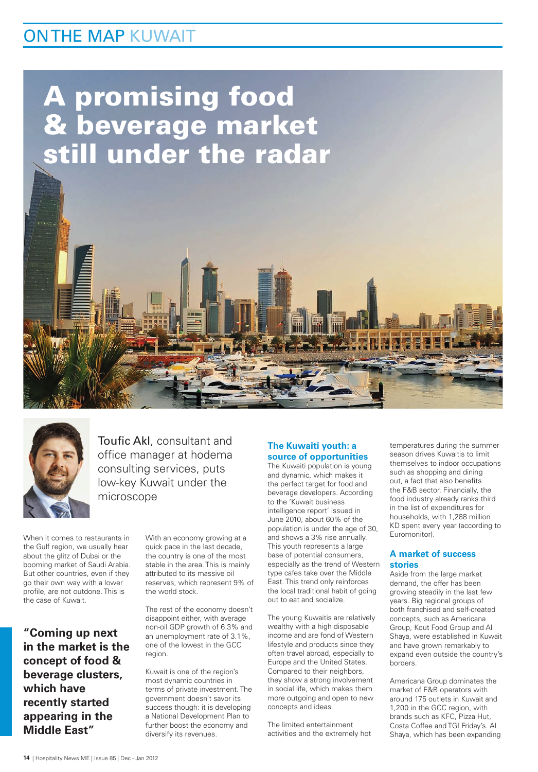# A promising food & beverage market still under the radar

Toufic Akl, consultant and office manager at hodema consulting services, puts low-key Kuwait under the microscope

When it comes to restaurants in the Gulf region, we usually hear about the glitz of Dubai or the booming market of Saudi Arabia. But other countries, even if they go their own way with a lower profile, are not outdone. This is the case of Kuwait.

> **"Coming up next in the market is the concept of food & beverage clusters, which have recently started appearing in the Middle East"**

With an economy growing at a quick pace in the last decade, the country is one of the most stable in the area. This is mainly attributed to its massive oil reserves, which represent 9% of the world stock.

The rest of the economy doesn't disappoint either, with average non-oil GDP growth of 6.3% and an unemployment rate of 3.1%, one of the lowest in the GCC region.

Kuwait is one of the region's most dynamic countries in terms of private investment. The government doesn't savor its success though: it is developing a National Development Plan to further boost the economy and diversify its revenues.

## The Kuwaiti youth: a source of opportunities

The Kuwaiti population is young and dynamic, which makes it the perfect target for food and beverage developers. According to the 'Kuwait business intelligence report' issued in June 2010, about 60% of the population is under the age of 30, and shows a 3% rise annually. This youth represents a large base of potential consumers, especially as the trend of Western type cafes take over the Middle East. This trend only reinforces the local traditional habit of going out to eat and socialize.

The young Kuwaitis are relatively wealthy with a high disposable income and are fond of Western lifestyle and products since they often travel abroad, especially to Europe and the United States. Compared to their neighbors, they show a strong involvement in social life, which makes them more outgoing and open to new concepts and ideas.

The limited entertainment activities and the extremely hot temperatures during the summer season drives Kuwaitis to limit themselves to indoor occupations such as shopping and dining out, a fact that also benefits the F&B sector. Financially, the food industry already ranks third in the list of expenditures for households, with 1,288 million KD spent every year (according to Euromonitor).

## A market of success stories

Aside from the large market demand, the offer has been growing steadily in the last few years. Big regional groups of both franchised and self-created concepts, such as Americana Group, Kout Food Group and Al Shaya, were established in Kuwait and have grown remarkably to expand even outside the country's borders.

Americana Group dominates the market of F&B operators with around 175 outlets in Kuwait and 1,200 in the GCC region, with brands such as KFC, Pizza Hut, Costa Coffee and TGI Friday's. Al Shaya, which has been expanding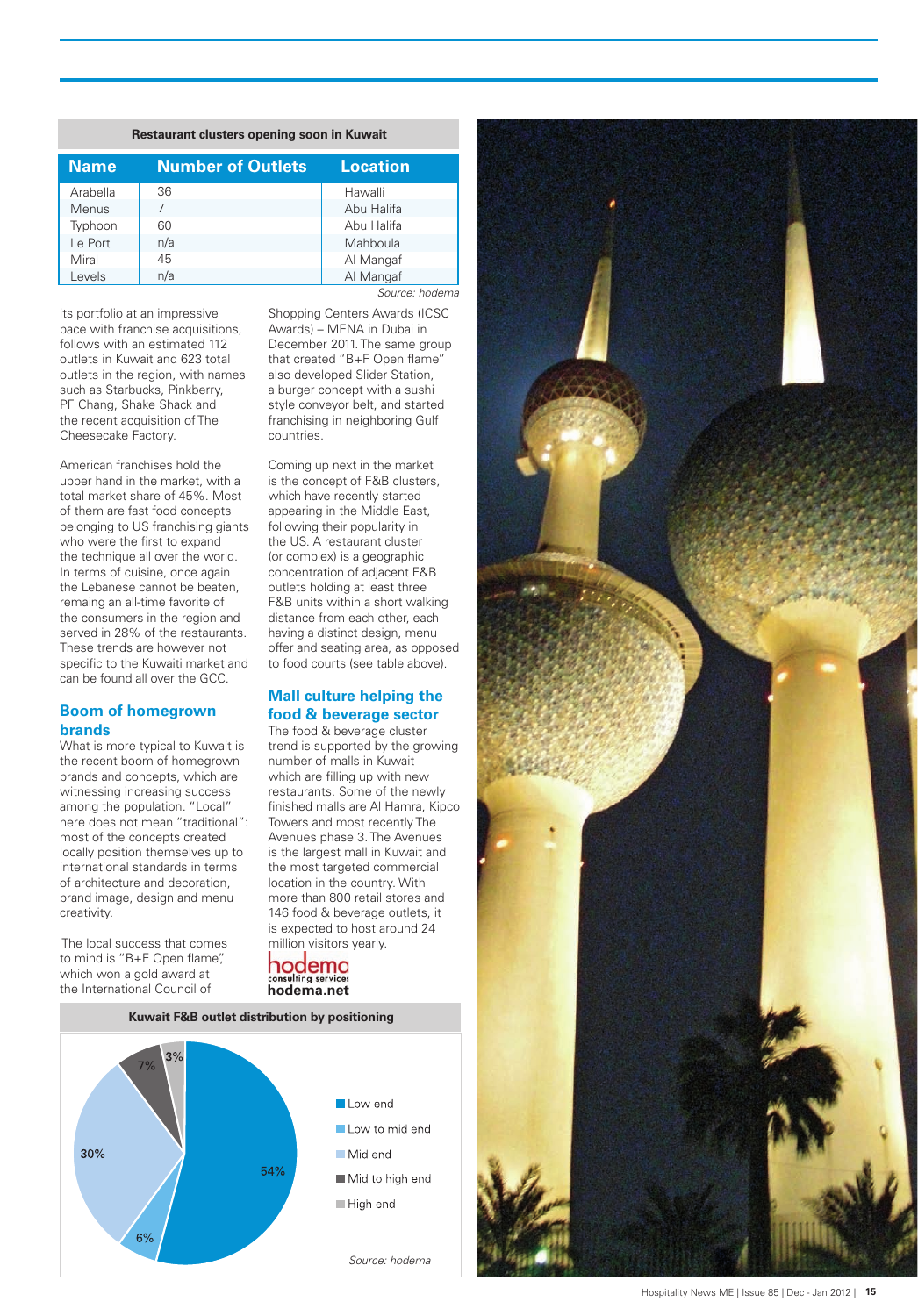**Restaurant clusters opening soon in Kuwait**

| Name | Number of Outlets | Location |
|---|---|---|
| Arabella | 36 | Hawalli |
| Menus | 7 | Abu Halifa |
| Typhoon | 60 | Abu Halifa |
| Le Port | n/a | Mahboula |
| Miral | 45 | Al Mangaf |
| Levels | n/a | Al Mangaf |

*Source: hodema*

its portfolio at an impressive pace with franchise acquisitions, follows with an estimated 112 outlets in Kuwait and 623 total outlets in the region, with names such as Starbucks, Pinkberry, PF Chang, Shake Shack and the recent acquisition of The Cheesecake Factory.

American franchises hold the upper hand in the market, with a total market share of 45%. Most of them are fast food concepts belonging to US franchising giants who were the first to expand the technique all over the world. In terms of cuisine, once again the Lebanese cannot be beaten, remaing an all-time favorite of the consumers in the region and served in 28% of the restaurants. These trends are however not specific to the Kuwaiti market and can be found all over the GCC.

## Boom of homegrown brands

What is more typical to Kuwait is the recent boom of homegrown brands and concepts, which are witnessing increasing success among the population. "Local" here does not mean "traditional": most of the concepts created locally position themselves up to international standards in terms of architecture and decoration, brand image, design and menu creativity.

The local success that comes to mind is "B+F Open flame", which won a gold award at the International Council of Shopping Centers Awards (ICSC Awards) – MENA in Dubai in December 2011. The same group that created "B+F Open flame" also developed Slider Station, a burger concept with a sushi style conveyor belt, and started franchising in neighboring Gulf countries.

Coming up next in the market is the concept of F&B clusters, which have recently started appearing in the Middle East, following their popularity in the US. A restaurant cluster (or complex) is a geographic concentration of adjacent F&B outlets holding at least three F&B units within a short walking distance from each other, each having a distinct design, menu offer and seating area, as opposed to food courts (see table above).

## Mall culture helping the food & beverage sector

The food & beverage cluster trend is supported by the growing number of malls in Kuwait which are filling up with new restaurants. Some of the newly finished malls are Al Hamra, Kipco Towers and most recently The Avenues phase 3. The Avenues is the largest mall in Kuwait and the most targeted commercial location in the country. With more than 800 retail stores and 146 food & beverage outlets, it is expected to host around 24 million visitors yearly.

hodema consulting services
**hodema.net**

**Kuwait F&B outlet distribution by positioning**

54%
6%
30%
7%
3%

Low end
Low to mid end
Mid end
Mid to high end
High end

*Source: hodema*